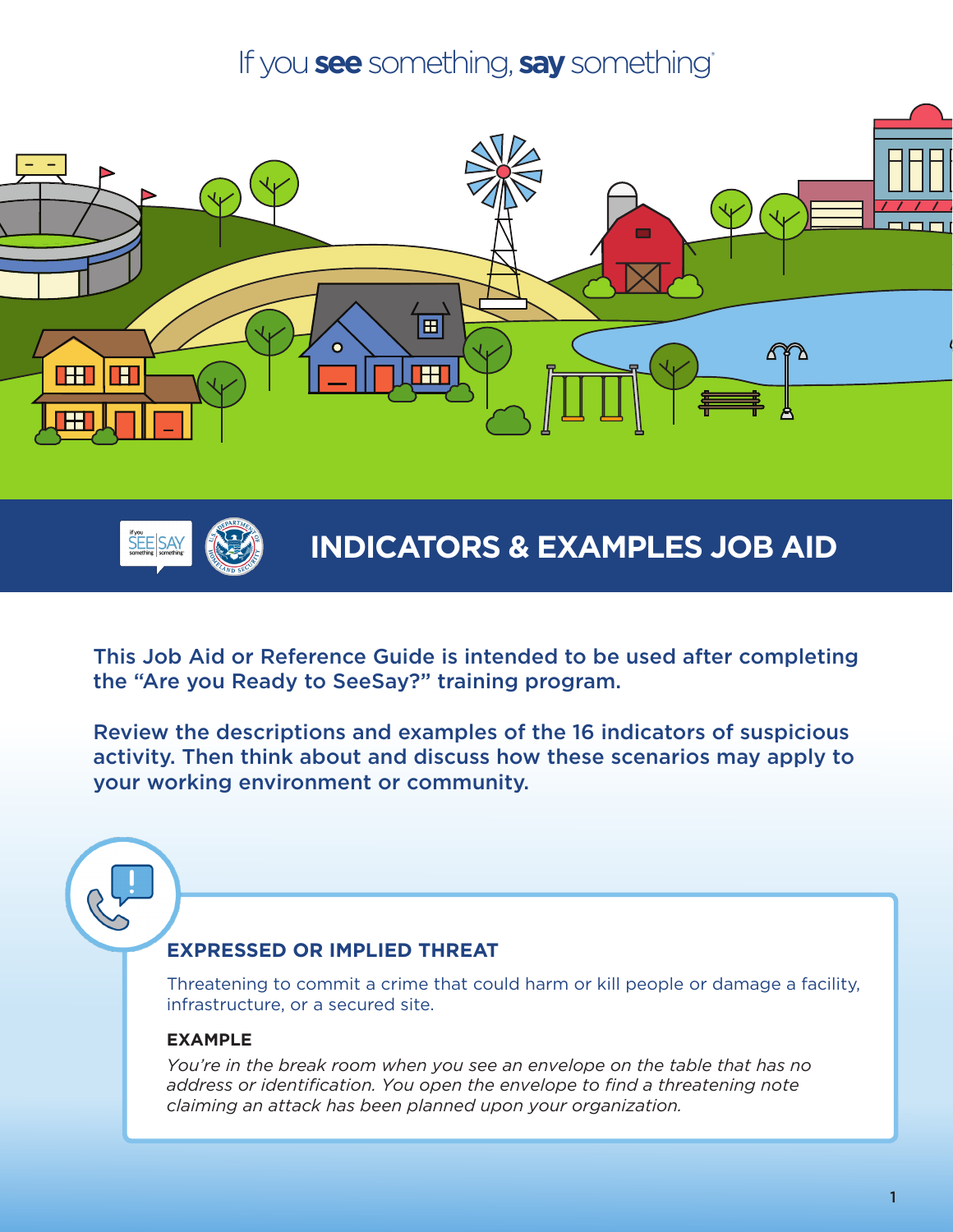If you **see** something, **say** something®

# INDICATORS & EXAMPLES JOB AID

**This Job Aid or Reference Guide is intended to be used after completing the "Are you Ready to SeeSay?" training program.**

**Review the descriptions and examples of the 16 indicators of suspicious activity. Then think about and discuss how these scenarios may apply to your working environment or community.**

## EXPRESSED OR IMPLIED THREAT

Threatening to commit a crime that could harm or kill people or damage a facility, infrastructure, or a secured site.

**EXAMPLE**

*You're in the break room when you see an envelope on the table that has no address or identification. You open the envelope to find a threatening note claiming an attack has been planned upon your organization.*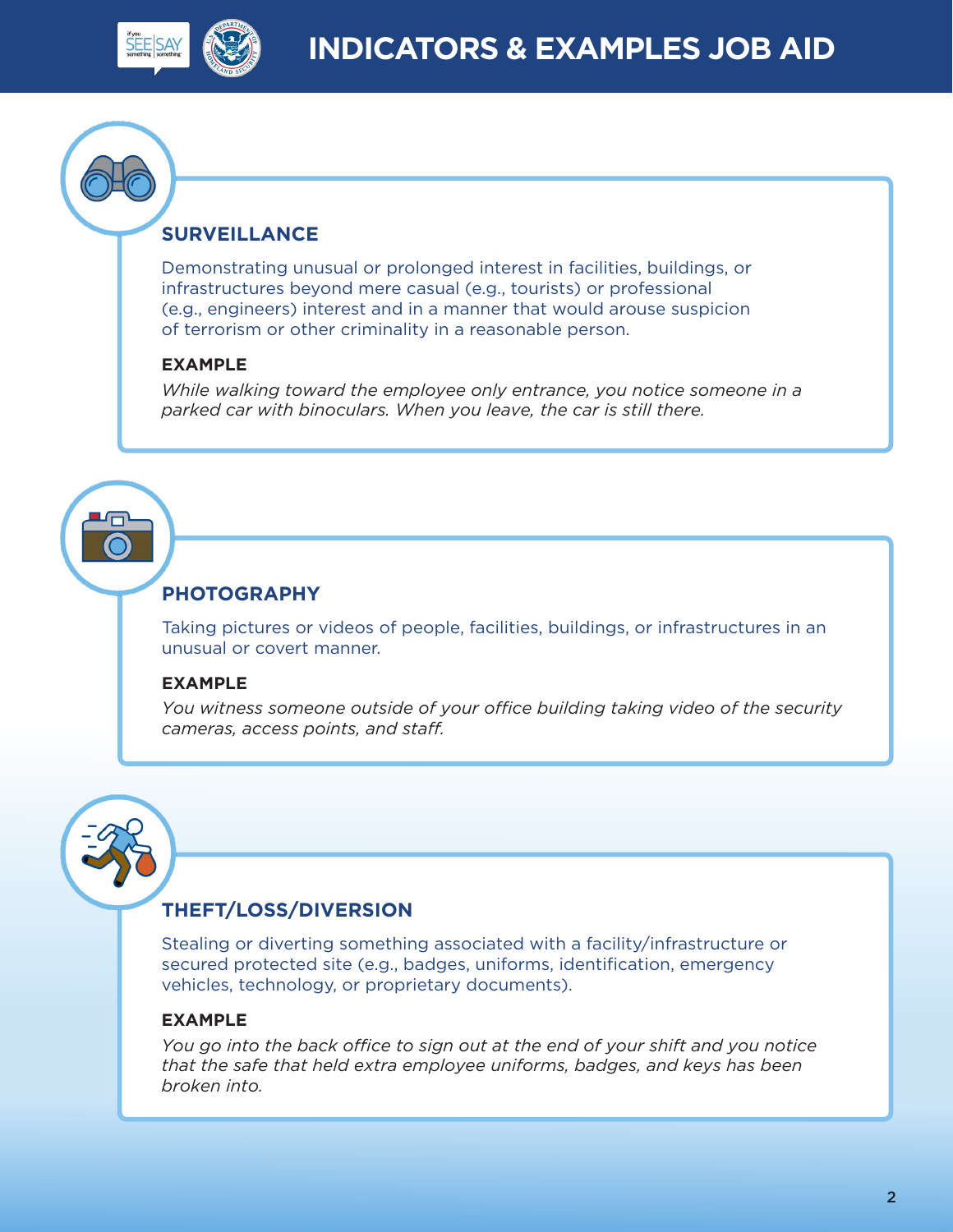# INDICATORS & EXAMPLES JOB AID

## SURVEILLANCE

Demonstrating unusual or prolonged interest in facilities, buildings, or infrastructures beyond mere casual (e.g., tourists) or professional (e.g., engineers) interest and in a manner that would arouse suspicion of terrorism or other criminality in a reasonable person.

**EXAMPLE**

*While walking toward the employee only entrance, you notice someone in a parked car with binoculars. When you leave, the car is still there.*

## PHOTOGRAPHY

Taking pictures or videos of people, facilities, buildings, or infrastructures in an unusual or covert manner.

**EXAMPLE**

*You witness someone outside of your office building taking video of the security cameras, access points, and staff.*

## THEFT/LOSS/DIVERSION

Stealing or diverting something associated with a facility/infrastructure or secured protected site (e.g., badges, uniforms, identification, emergency vehicles, technology, or proprietary documents).

**EXAMPLE**

*You go into the back office to sign out at the end of your shift and you notice that the safe that held extra employee uniforms, badges, and keys has been broken into.*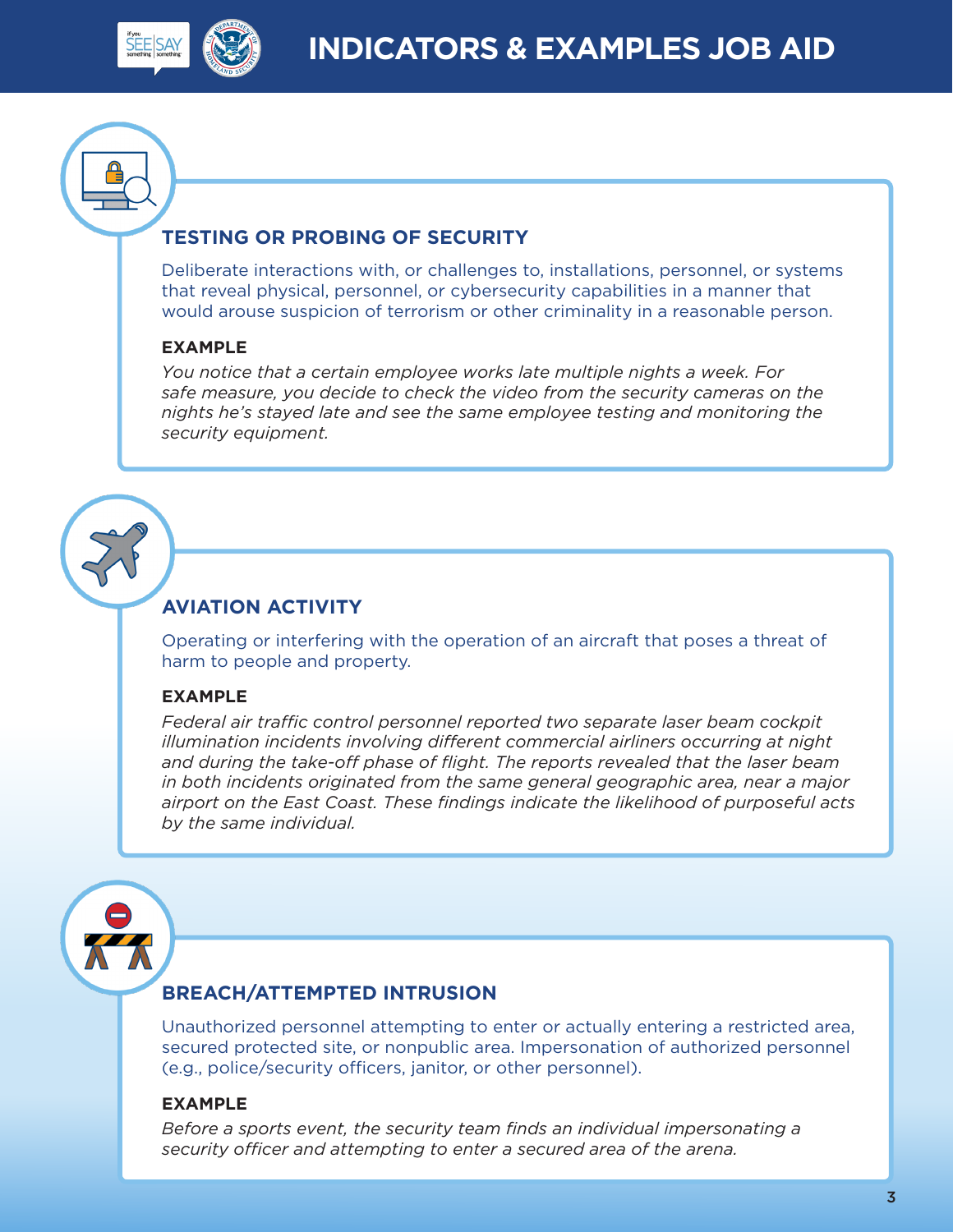### TESTING OR PROBING OF SECURITY

Deliberate interactions with, or challenges to, installations, personnel, or systems that reveal physical, personnel, or cybersecurity capabilities in a manner that would arouse suspicion of terrorism or other criminality in a reasonable person.

**EXAMPLE**

*You notice that a certain employee works late multiple nights a week. For safe measure, you decide to check the video from the security cameras on the nights he's stayed late and see the same employee testing and monitoring the security equipment.*

### AVIATION ACTIVITY

Operating or interfering with the operation of an aircraft that poses a threat of harm to people and property.

**EXAMPLE**

*Federal air traffic control personnel reported two separate laser beam cockpit illumination incidents involving different commercial airliners occurring at night and during the take-off phase of flight. The reports revealed that the laser beam in both incidents originated from the same general geographic area, near a major airport on the East Coast. These findings indicate the likelihood of purposeful acts by the same individual.*

### BREACH/ATTEMPTED INTRUSION

Unauthorized personnel attempting to enter or actually entering a restricted area, secured protected site, or nonpublic area. Impersonation of authorized personnel (e.g., police/security officers, janitor, or other personnel).

**EXAMPLE**

*Before a sports event, the security team finds an individual impersonating a security officer and attempting to enter a secured area of the arena.*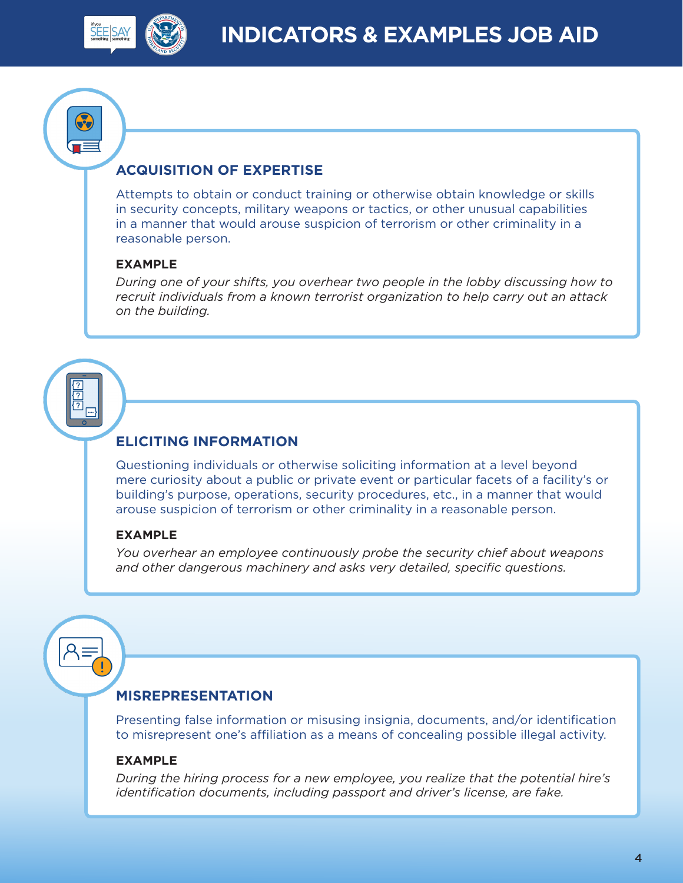# INDICATORS & EXAMPLES JOB AID

## ACQUISITION OF EXPERTISE

Attempts to obtain or conduct training or otherwise obtain knowledge or skills in security concepts, military weapons or tactics, or other unusual capabilities in a manner that would arouse suspicion of terrorism or other criminality in a reasonable person.

**EXAMPLE**

*During one of your shifts, you overhear two people in the lobby discussing how to recruit individuals from a known terrorist organization to help carry out an attack on the building.*

## ELICITING INFORMATION

Questioning individuals or otherwise soliciting information at a level beyond mere curiosity about a public or private event or particular facets of a facility's or building's purpose, operations, security procedures, etc., in a manner that would arouse suspicion of terrorism or other criminality in a reasonable person.

**EXAMPLE**

*You overhear an employee continuously probe the security chief about weapons and other dangerous machinery and asks very detailed, specific questions.*

## MISREPRESENTATION

Presenting false information or misusing insignia, documents, and/or identification to misrepresent one's affiliation as a means of concealing possible illegal activity.

**EXAMPLE**

*During the hiring process for a new employee, you realize that the potential hire's identification documents, including passport and driver's license, are fake.*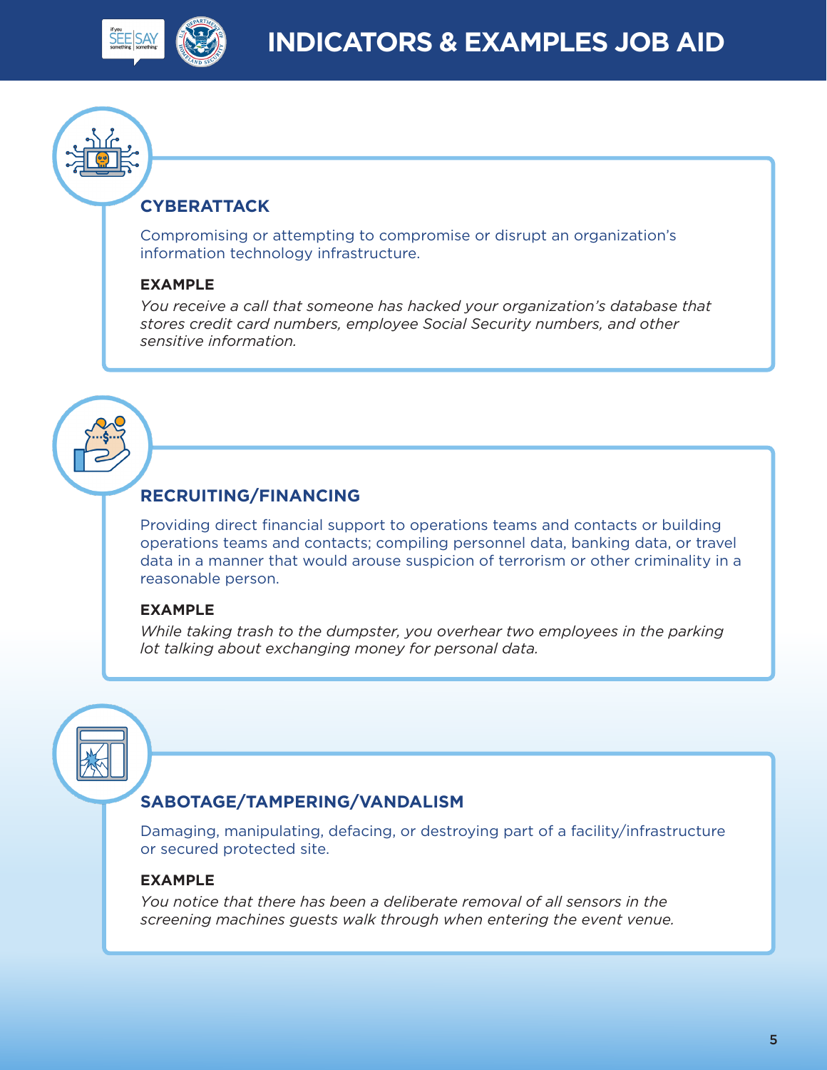# INDICATORS & EXAMPLES JOB AID

## CYBERATTACK

Compromising or attempting to compromise or disrupt an organization's information technology infrastructure.

**EXAMPLE**

*You receive a call that someone has hacked your organization's database that stores credit card numbers, employee Social Security numbers, and other sensitive information.*

## RECRUITING/FINANCING

Providing direct financial support to operations teams and contacts or building operations teams and contacts; compiling personnel data, banking data, or travel data in a manner that would arouse suspicion of terrorism or other criminality in a reasonable person.

**EXAMPLE**

*While taking trash to the dumpster, you overhear two employees in the parking lot talking about exchanging money for personal data.*

## SABOTAGE/TAMPERING/VANDALISM

Damaging, manipulating, defacing, or destroying part of a facility/infrastructure or secured protected site.

**EXAMPLE**

*You notice that there has been a deliberate removal of all sensors in the screening machines guests walk through when entering the event venue.*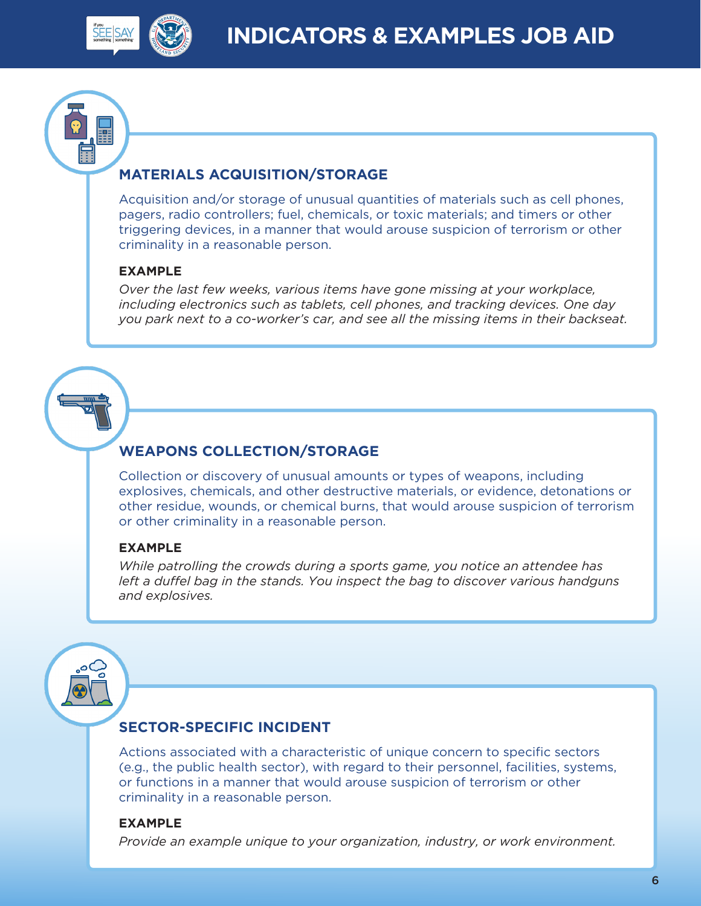# INDICATORS & EXAMPLES JOB AID

## MATERIALS ACQUISITION/STORAGE

Acquisition and/or storage of unusual quantities of materials such as cell phones, pagers, radio controllers; fuel, chemicals, or toxic materials; and timers or other triggering devices, in a manner that would arouse suspicion of terrorism or other criminality in a reasonable person.

**EXAMPLE**

*Over the last few weeks, various items have gone missing at your workplace, including electronics such as tablets, cell phones, and tracking devices. One day you park next to a co-worker's car, and see all the missing items in their backseat.*

## WEAPONS COLLECTION/STORAGE

Collection or discovery of unusual amounts or types of weapons, including explosives, chemicals, and other destructive materials, or evidence, detonations or other residue, wounds, or chemical burns, that would arouse suspicion of terrorism or other criminality in a reasonable person.

**EXAMPLE**

*While patrolling the crowds during a sports game, you notice an attendee has left a duffel bag in the stands. You inspect the bag to discover various handguns and explosives.*

## SECTOR-SPECIFIC INCIDENT

Actions associated with a characteristic of unique concern to specific sectors (e.g., the public health sector), with regard to their personnel, facilities, systems, or functions in a manner that would arouse suspicion of terrorism or other criminality in a reasonable person.

**EXAMPLE**

*Provide an example unique to your organization, industry, or work environment.*